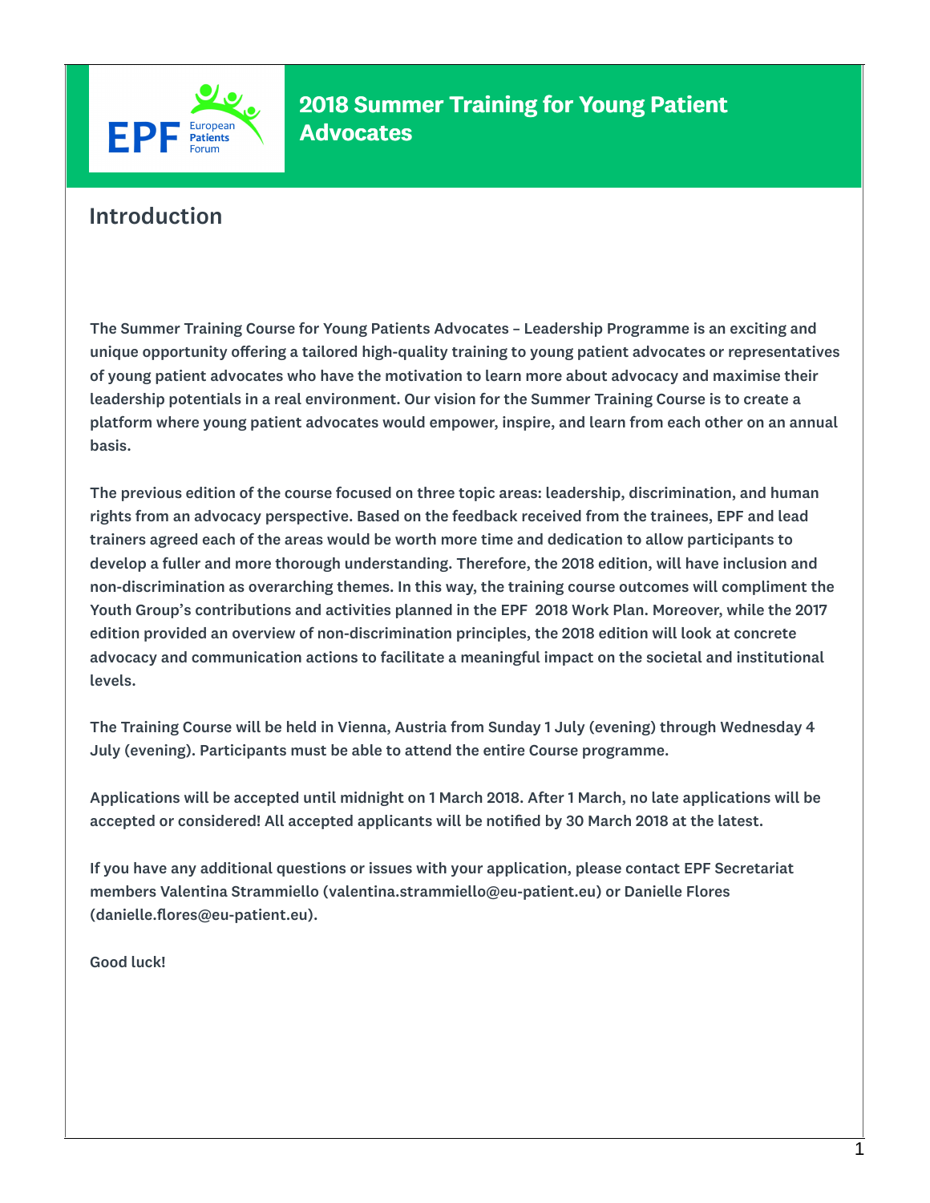# 2018 Summer Training for Young Patient Advocates

## Introduction

The Summer Training Course for Young Patients Advocates – Leadership Programme is an exciting and unique opportunity offering a tailored high-quality training to young patient advocates or representatives of young patient advocates who have the motivation to learn more about advocacy and maximise their leadership potentials in a real environment. Our vision for the Summer Training Course is to create a platform where young patient advocates would empower, inspire, and learn from each other on an annual basis.

The previous edition of the course focused on three topic areas: leadership, discrimination, and human rights from an advocacy perspective. Based on the feedback received from the trainees, EPF and lead trainers agreed each of the areas would be worth more time and dedication to allow participants to develop a fuller and more thorough understanding. Therefore, the 2018 edition, will have inclusion and non-discrimination as overarching themes. In this way, the training course outcomes will compliment the Youth Group's contributions and activities planned in the EPF 2018 Work Plan. Moreover, while the 2017 edition provided an overview of non-discrimination principles, the 2018 edition will look at concrete advocacy and communication actions to facilitate a meaningful impact on the societal and institutional levels.

The Training Course will be held in Vienna, Austria from Sunday 1 July (evening) through Wednesday 4 July (evening). Participants must be able to attend the entire Course programme.

Applications will be accepted until midnight on 1 March 2018. After 1 March, no late applications will be accepted or considered! All accepted applicants will be notified by 30 March 2018 at the latest.

If you have any additional questions or issues with your application, please contact EPF Secretariat members Valentina Strammiello (valentina.strammiello@eu-patient.eu) or Danielle Flores (danielle.flores@eu-patient.eu).

Good luck!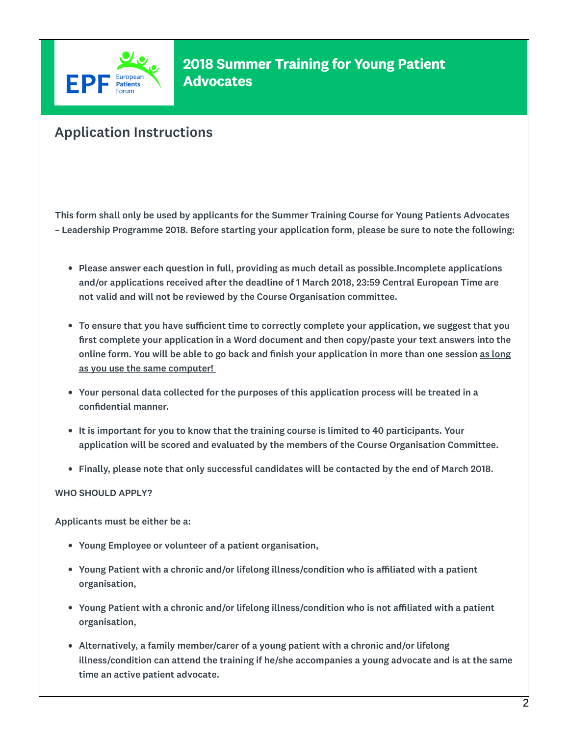# 2018 Summer Training for Young Patient Advocates

## Application Instructions

**This form shall only be used by applicants for the Summer Training Course for Young Patients Advocates – Leadership Programme 2018. Before starting your application form, please be sure to note the following:**

- **Please answer each question in full, providing as much detail as possible.Incomplete applications and/or applications received after the deadline of 1 March 2018, 23:59 Central European Time are not valid and will not be reviewed by the Course Organisation committee.**
- **To ensure that you have sufficient time to correctly complete your application, we suggest that you first complete your application in a Word document and then copy/paste your text answers into the online form. You will be able to go back and finish your application in more than one session <u>as long as you use the same computer!</u>**
- **Your personal data collected for the purposes of this application process will be treated in a confidential manner.**
- **It is important for you to know that the training course is limited to 40 participants. Your application will be scored and evaluated by the members of the Course Organisation Committee.**
- **Finally, please note that only successful candidates will be contacted by the end of March 2018.**

**WHO SHOULD APPLY?**

**Applicants must be either be a:**

- **Young Employee or volunteer of a patient organisation,**
- **Young Patient with a chronic and/or lifelong illness/condition who is affiliated with a patient organisation,**
- **Young Patient with a chronic and/or lifelong illness/condition who is not affiliated with a patient organisation,**
- **Alternatively, a family member/carer of a young patient with a chronic and/or lifelong illness/condition can attend the training if he/she accompanies a young advocate and is at the same time an active patient advocate.**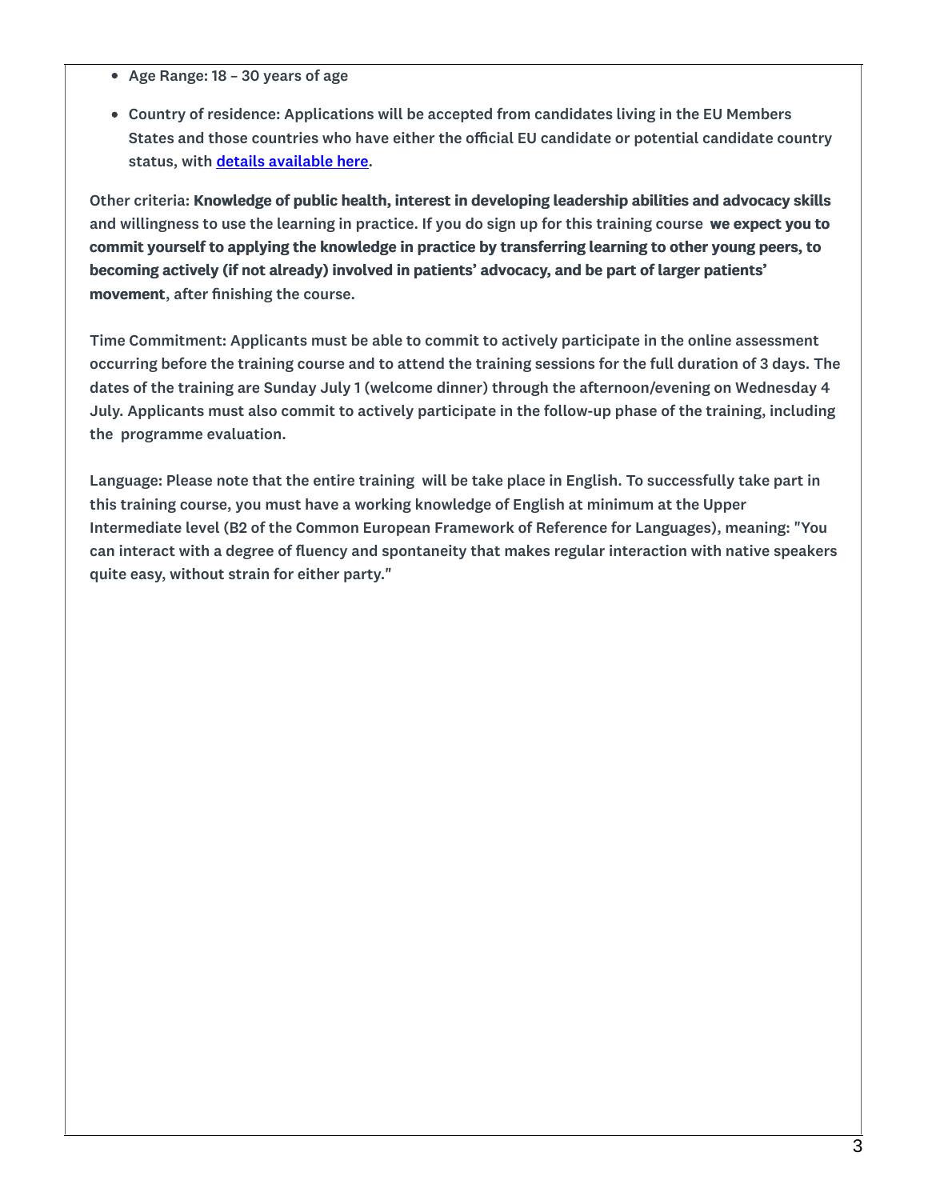- Age Range: 18 – 30 years of age
- Country of residence: Applications will be accepted from candidates living in the EU Members States and those countries who have either the official EU candidate or potential candidate country status, with [details available here](#).

Other criteria: **Knowledge of public health, interest in developing leadership abilities and advocacy skills** and willingness to use the learning in practice. If you do sign up for this training course **we expect you to commit yourself to applying the knowledge in practice by transferring learning to other young peers, to becoming actively (if not already) involved in patients' advocacy, and be part of larger patients' movement**, after finishing the course.

Time Commitment: Applicants must be able to commit to actively participate in the online assessment occurring before the training course and to attend the training sessions for the full duration of 3 days. The dates of the training are Sunday July 1 (welcome dinner) through the afternoon/evening on Wednesday 4 July. Applicants must also commit to actively participate in the follow-up phase of the training, including the programme evaluation.

Language: Please note that the entire training will be take place in English. To successfully take part in this training course, you must have a working knowledge of English at minimum at the Upper Intermediate level (B2 of the Common European Framework of Reference for Languages), meaning: "You can interact with a degree of fluency and spontaneity that makes regular interaction with native speakers quite easy, without strain for either party."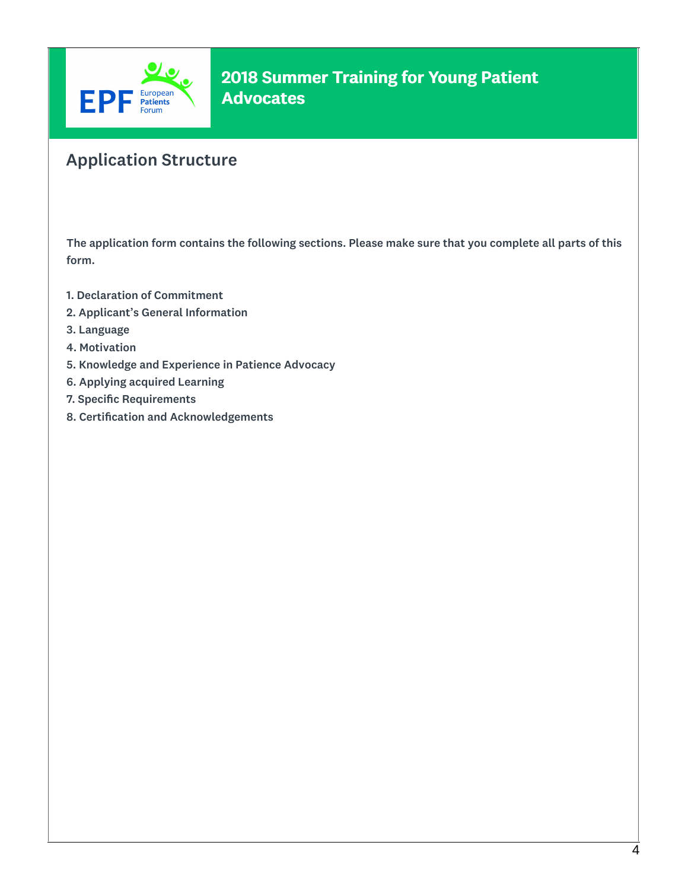# 2018 Summer Training for Young Patient Advocates

## Application Structure

**The application form contains the following sections. Please make sure that you complete all parts of this form.**

1. Declaration of Commitment
2. Applicant's General Information
3. Language
4. Motivation
5. Knowledge and Experience in Patience Advocacy
6. Applying acquired Learning
7. Specific Requirements
8. Certification and Acknowledgements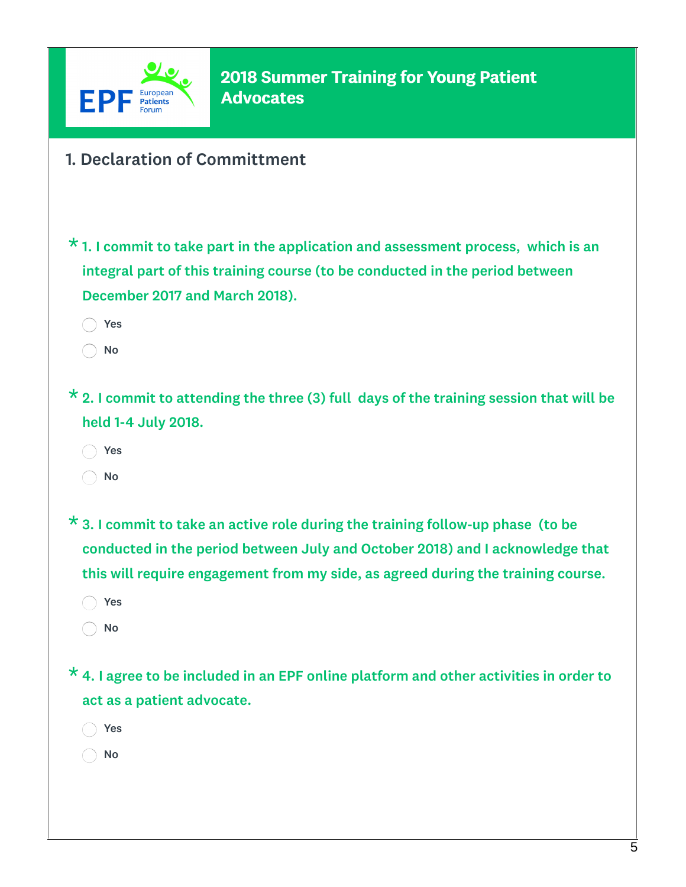# 2018 Summer Training for Young Patient Advocates

## 1. Declaration of Committment

\* 1. I commit to take part in the application and assessment process, which is an integral part of this training course (to be conducted in the period between December 2017 and March 2018).

- ◯ Yes
- ◯ No

\* 2. I commit to attending the three (3) full days of the training session that will be held 1-4 July 2018.

- ◯ Yes
- ◯ No

\* 3. I commit to take an active role during the training follow-up phase (to be conducted in the period between July and October 2018) and I acknowledge that this will require engagement from my side, as agreed during the training course.

- ◯ Yes
- ◯ No

\* 4. I agree to be included in an EPF online platform and other activities in order to act as a patient advocate.

- ◯ Yes
- ◯ No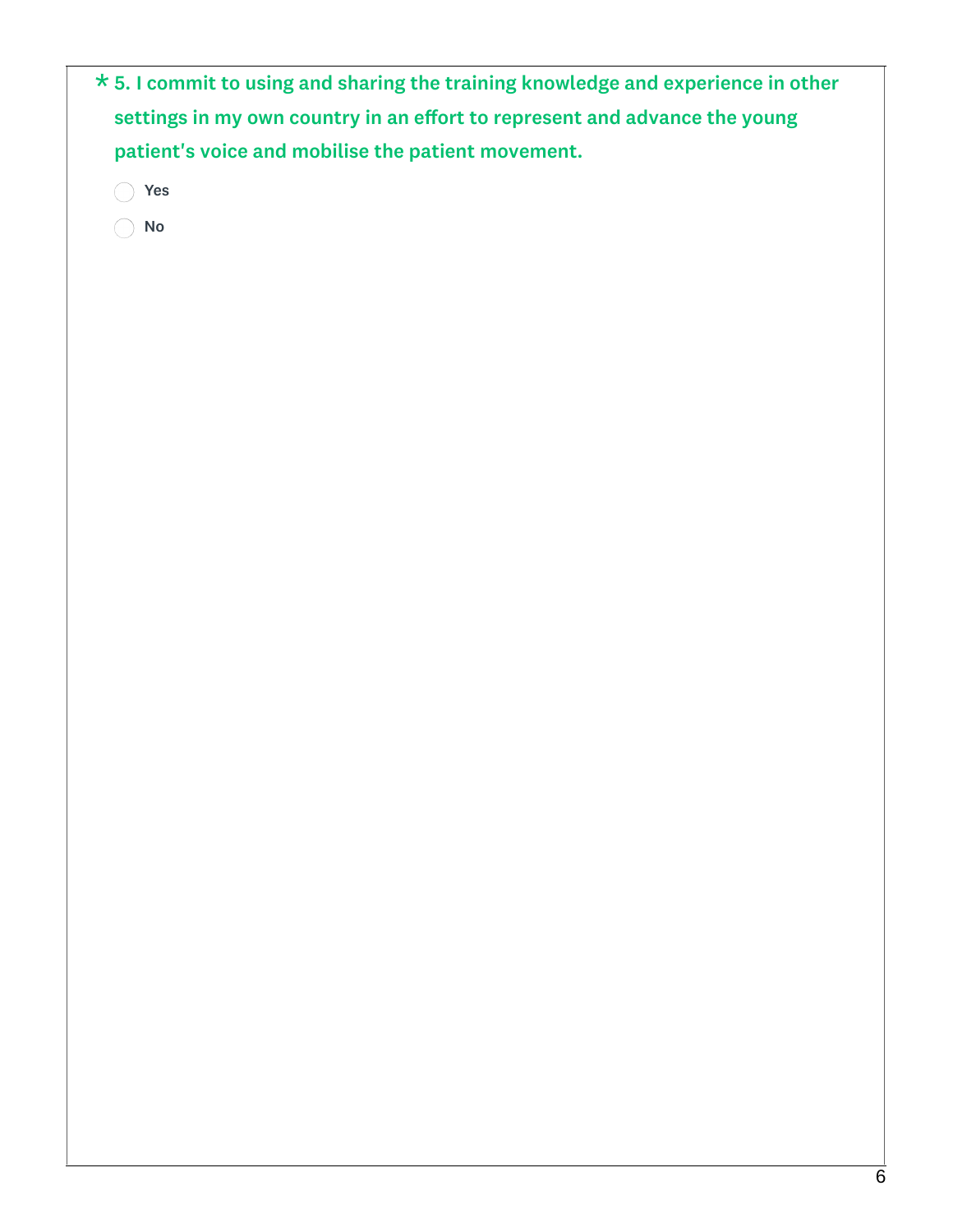**\* 5. I commit to using and sharing the training knowledge and experience in other settings in my own country in an effort to represent and advance the young patient's voice and mobilise the patient movement.**

- Yes
- No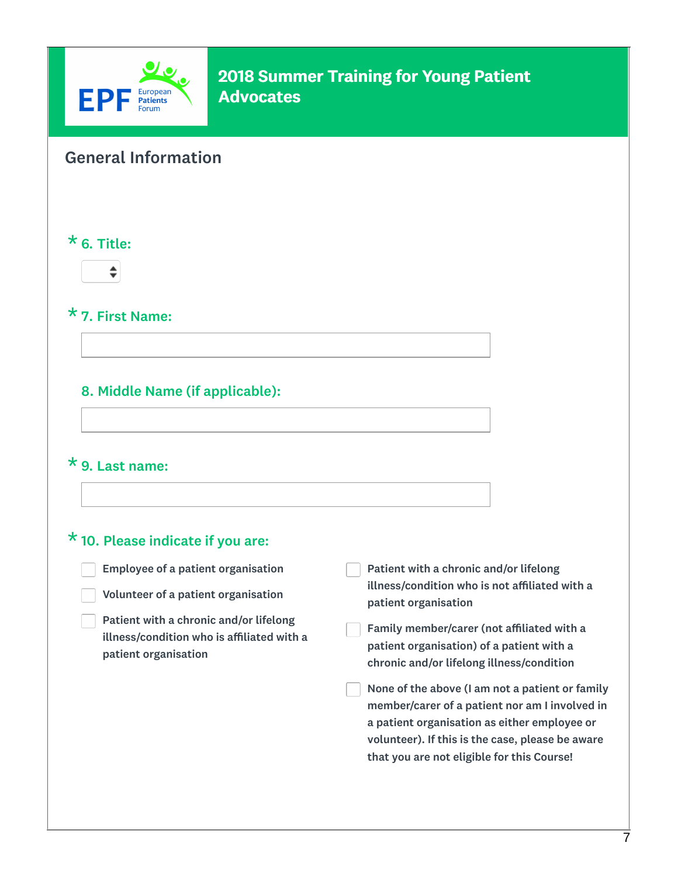# 2018 Summer Training for Young Patient Advocates

## General Information

\* 6. Title:

\* 7. First Name:

8. Middle Name (if applicable):

\* 9. Last name:

\* 10. Please indicate if you are:

- ☐ Employee of a patient organisation
- ☐ Volunteer of a patient organisation
- ☐ Patient with a chronic and/or lifelong illness/condition who is affiliated with a patient organisation
- ☐ Patient with a chronic and/or lifelong illness/condition who is not affiliated with a patient organisation
- ☐ Family member/carer (not affiliated with a patient organisation) of a patient with a chronic and/or lifelong illness/condition
- ☐ None of the above (I am not a patient or family member/carer of a patient nor am I involved in a patient organisation as either employee or volunteer). If this is the case, please be aware that you are not eligible for this Course!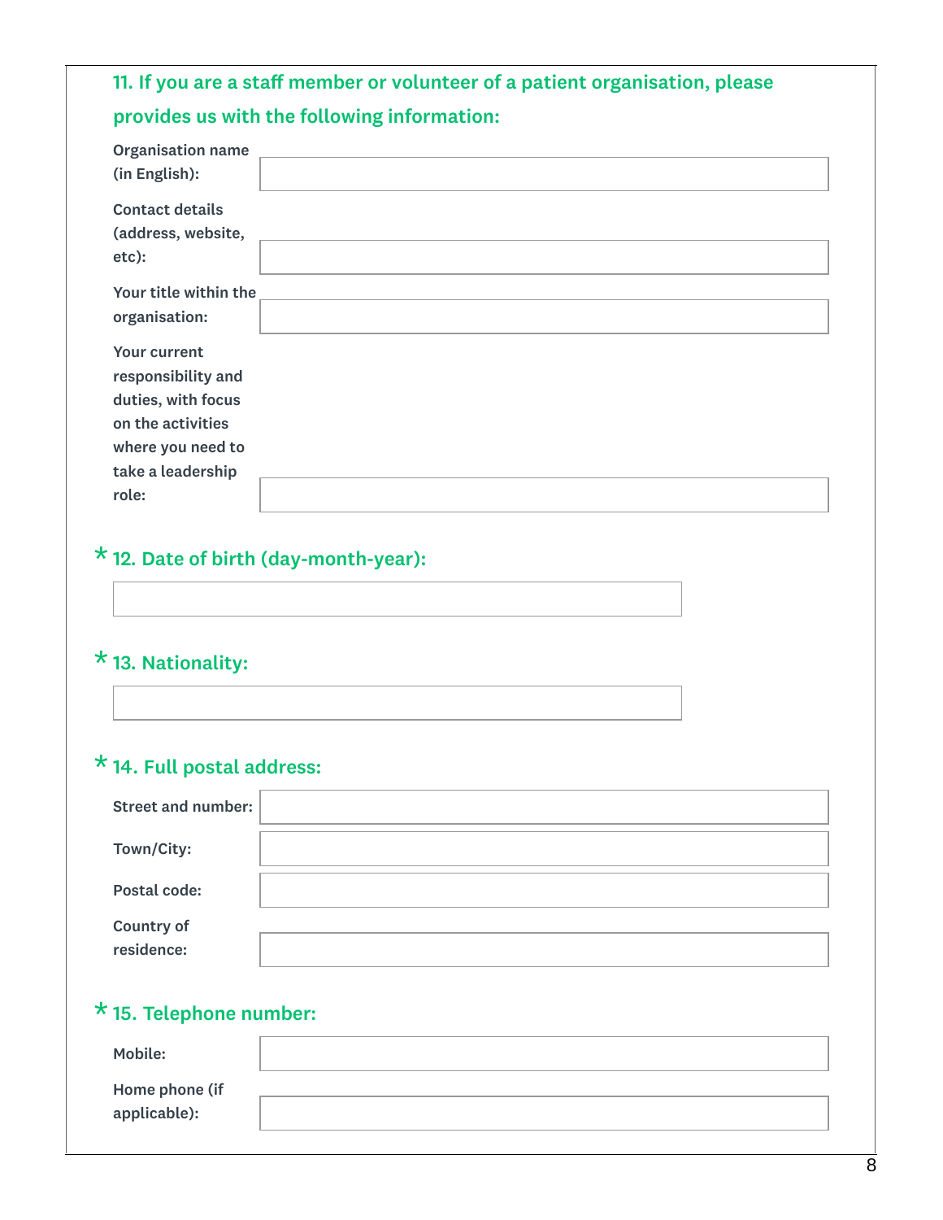### 11. If you are a staff member or volunteer of a patient organisation, please provides us with the following information:

Organisation name (in English):

Contact details (address, website, etc):

Your title within the organisation:

Your current responsibility and duties, with focus on the activities where you need to take a leadership role:

### * 12. Date of birth (day-month-year):

### * 13. Nationality:

### * 14. Full postal address:

Street and number:

Town/City:

Postal code:

Country of residence:

### * 15. Telephone number:

Mobile:

Home phone (if applicable):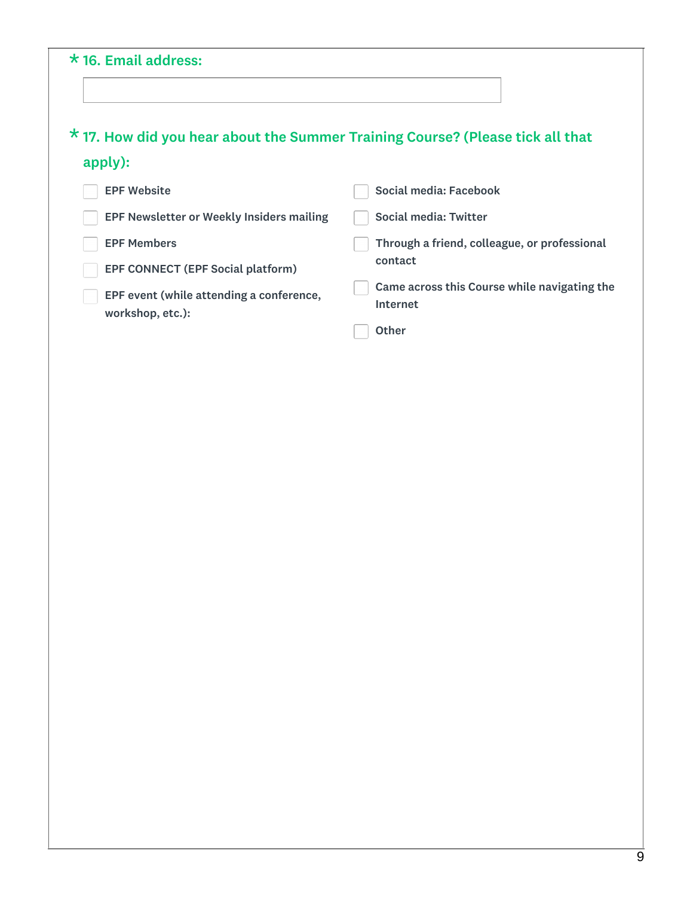**\* 16. Email address:**

\_\_\_\_\_\_\_\_\_\_\_\_\_\_\_\_\_\_\_\_\_\_\_\_\_\_\_\_\_\_

**\* 17. How did you hear about the Summer Training Course? (Please tick all that apply):**

- [ ] EPF Website
- [ ] EPF Newsletter or Weekly Insiders mailing
- [ ] EPF Members
- [ ] EPF CONNECT (EPF Social platform)
- [ ] EPF event (while attending a conference, workshop, etc.):
- [ ] Social media: Facebook
- [ ] Social media: Twitter
- [ ] Through a friend, colleague, or professional contact
- [ ] Came across this Course while navigating the Internet
- [ ] Other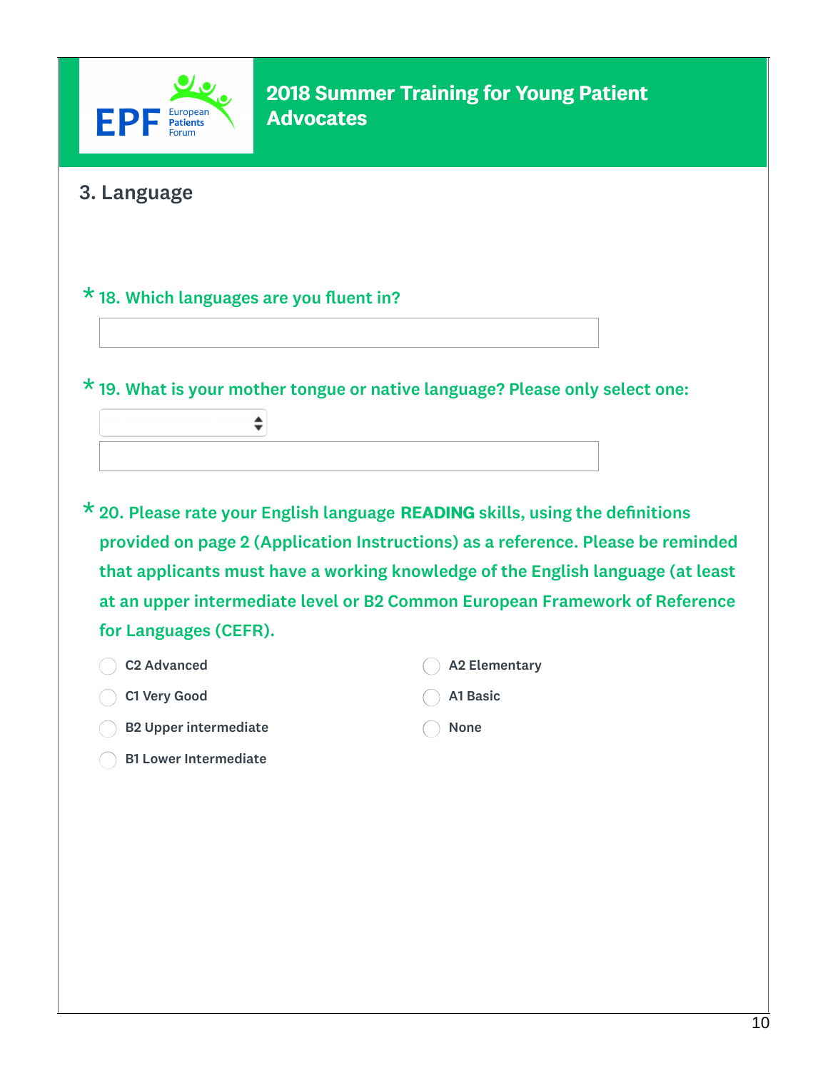# 2018 Summer Training for Young Patient Advocates

## 3. Language

\* 18. Which languages are you fluent in?

\* 19. What is your mother tongue or native language? Please only select one:

\* 20. Please rate your English language **READING** skills, using the definitions provided on page 2 (Application Instructions) as a reference. Please be reminded that applicants must have a working knowledge of the English language (at least at an upper intermediate level or B2 Common European Framework of Reference for Languages (CEFR).

- C2 Advanced
- C1 Very Good
- B2 Upper intermediate
- B1 Lower Intermediate
- A2 Elementary
- A1 Basic
- None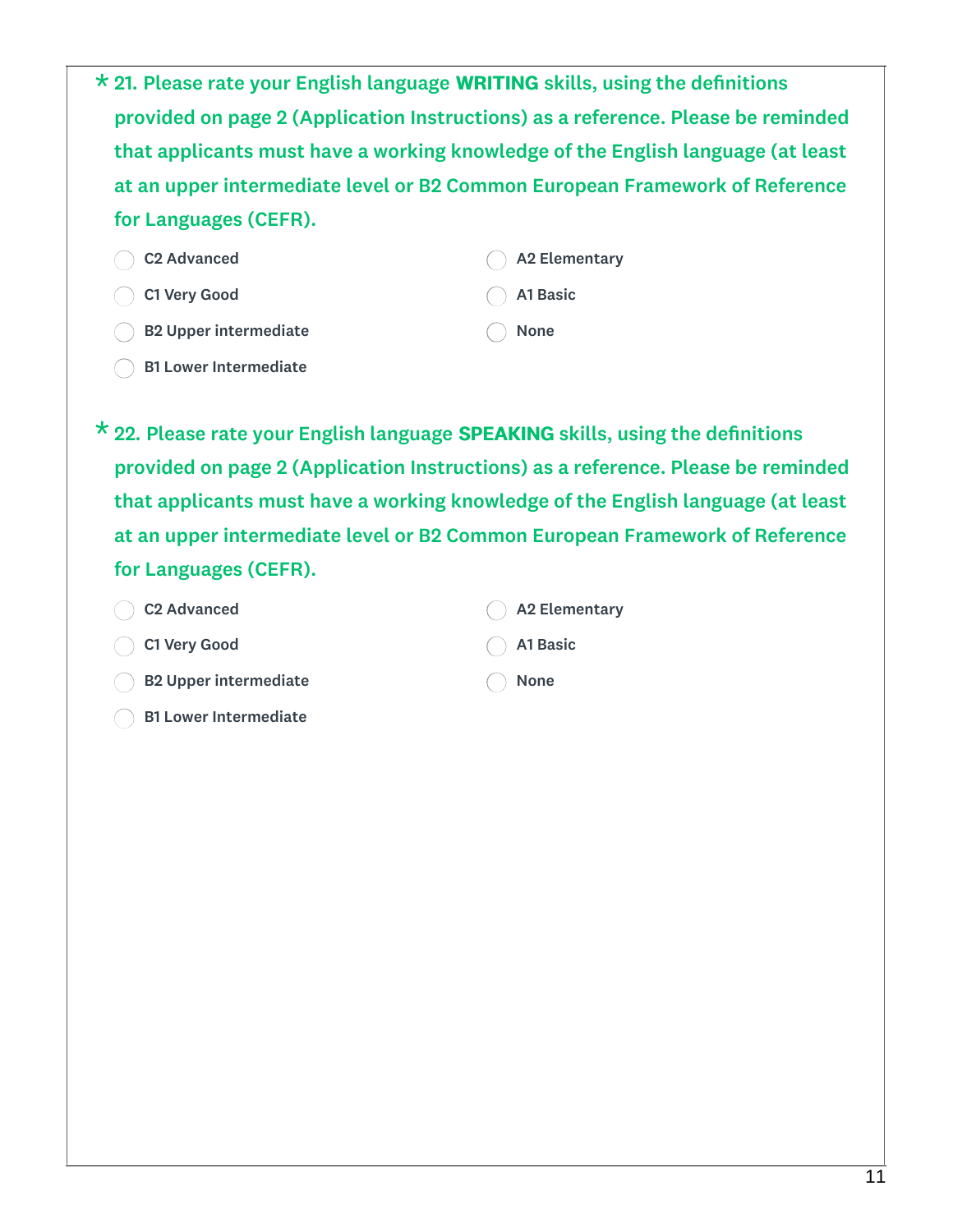\* 21. Please rate your English language **WRITING** skills, using the definitions provided on page 2 (Application Instructions) as a reference. Please be reminded that applicants must have a working knowledge of the English language (at least at an upper intermediate level or B2 Common European Framework of Reference for Languages (CEFR).

- ◯ C2 Advanced
- ◯ C1 Very Good
- ◯ B2 Upper intermediate
- ◯ B1 Lower Intermediate
- ◯ A2 Elementary
- ◯ A1 Basic
- ◯ None

\* 22. Please rate your English language **SPEAKING** skills, using the definitions provided on page 2 (Application Instructions) as a reference. Please be reminded that applicants must have a working knowledge of the English language (at least at an upper intermediate level or B2 Common European Framework of Reference for Languages (CEFR).

- ◯ C2 Advanced
- ◯ C1 Very Good
- ◯ B2 Upper intermediate
- ◯ B1 Lower Intermediate
- ◯ A2 Elementary
- ◯ A1 Basic
- ◯ None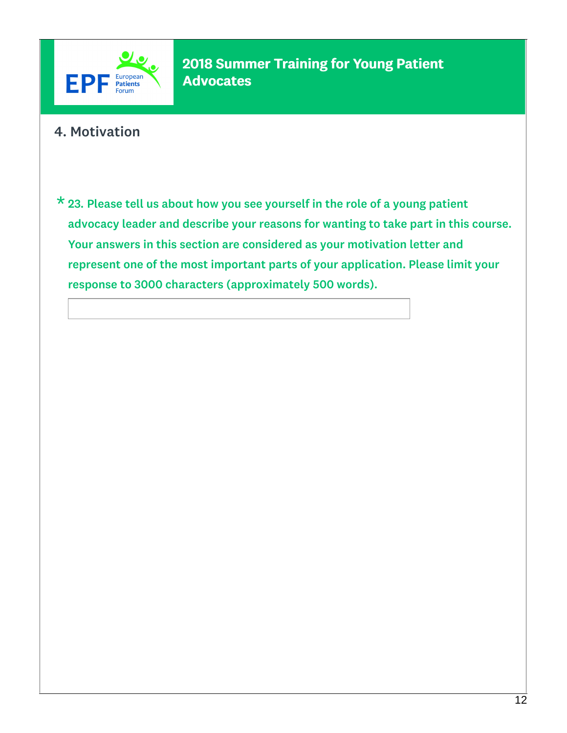EPF European Patients Forum

# 2018 Summer Training for Young Patient Advocates

## 4. Motivation

**\* 23. Please tell us about how you see yourself in the role of a young patient advocacy leader and describe your reasons for wanting to take part in this course. Your answers in this section are considered as your motivation letter and represent one of the most important parts of your application. Please limit your response to 3000 characters (approximately 500 words).**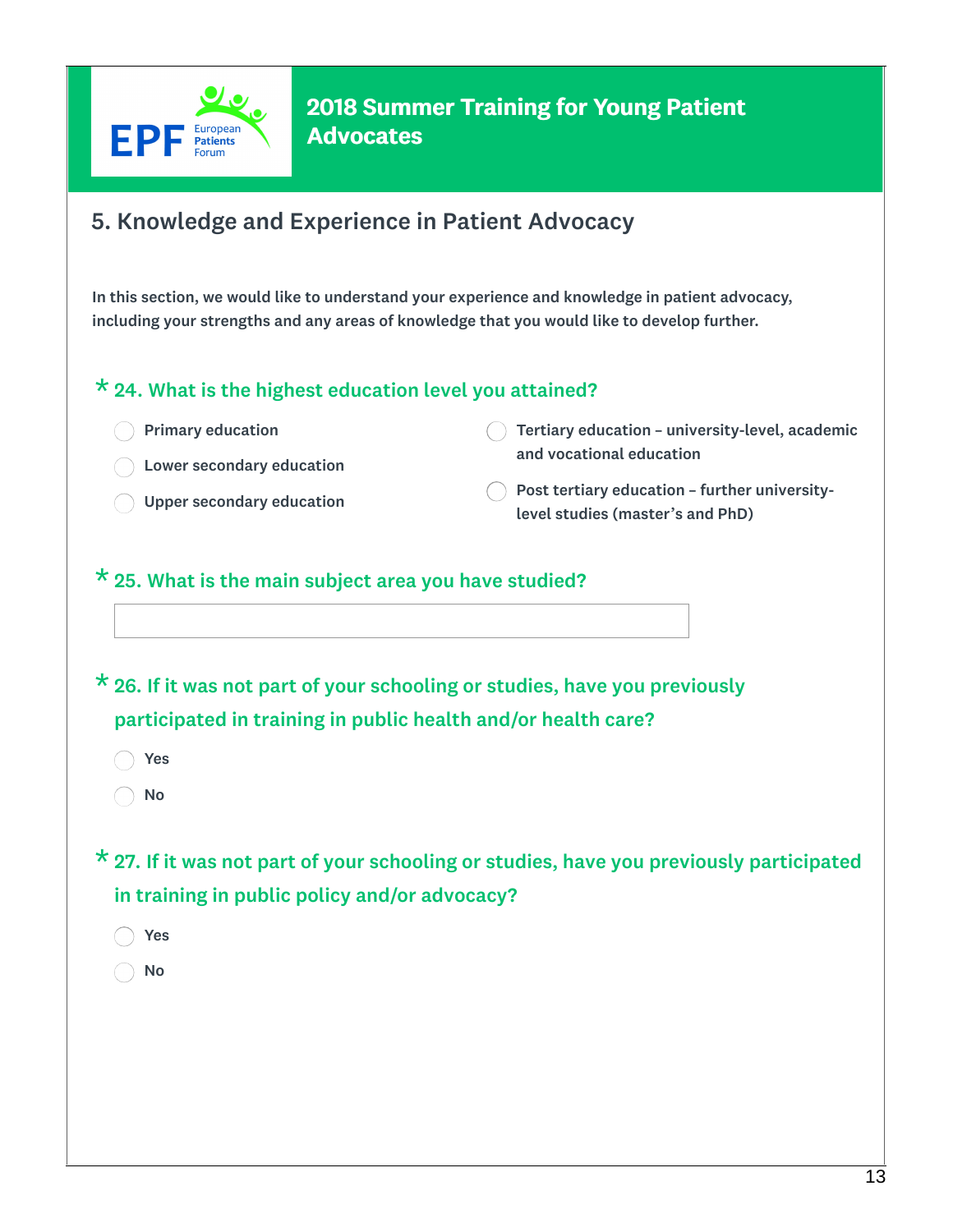# 2018 Summer Training for Young Patient Advocates

## 5. Knowledge and Experience in Patient Advocacy

**In this section, we would like to understand your experience and knowledge in patient advocacy, including your strengths and any areas of knowledge that you would like to develop further.**

### * 24. What is the highest education level you attained?

- Primary education
- Lower secondary education
- Upper secondary education
- Tertiary education – university-level, academic and vocational education
- Post tertiary education – further university-level studies (master's and PhD)

### * 25. What is the main subject area you have studied?

### * 26. If it was not part of your schooling or studies, have you previously participated in training in public health and/or health care?

- Yes
- No

### * 27. If it was not part of your schooling or studies, have you previously participated in training in public policy and/or advocacy?

- Yes
- No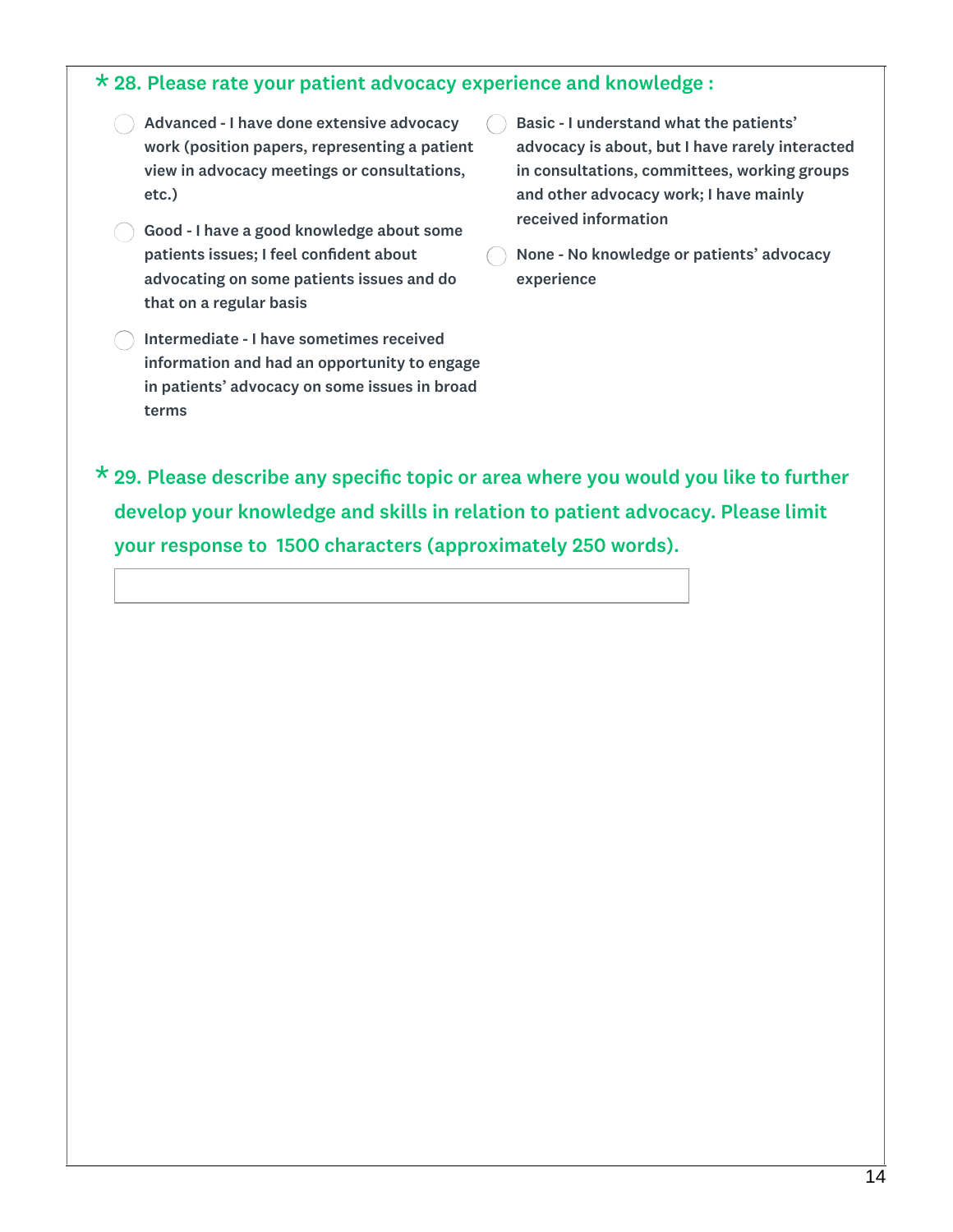**\* 28. Please rate your patient advocacy experience and knowledge :**

- ◯ Advanced - I have done extensive advocacy work (position papers, representing a patient view in advocacy meetings or consultations, etc.)
- ◯ Good - I have a good knowledge about some patients issues; I feel confident about advocating on some patients issues and do that on a regular basis
- ◯ Intermediate - I have sometimes received information and had an opportunity to engage in patients' advocacy on some issues in broad terms
- ◯ Basic - I understand what the patients' advocacy is about, but I have rarely interacted in consultations, committees, working groups and other advocacy work; I have mainly received information
- ◯ None - No knowledge or patients' advocacy experience

**\* 29. Please describe any specific topic or area where you would you like to further develop your knowledge and skills in relation to patient advocacy. Please limit your response to 1500 characters (approximately 250 words).**

| |
|---|
| |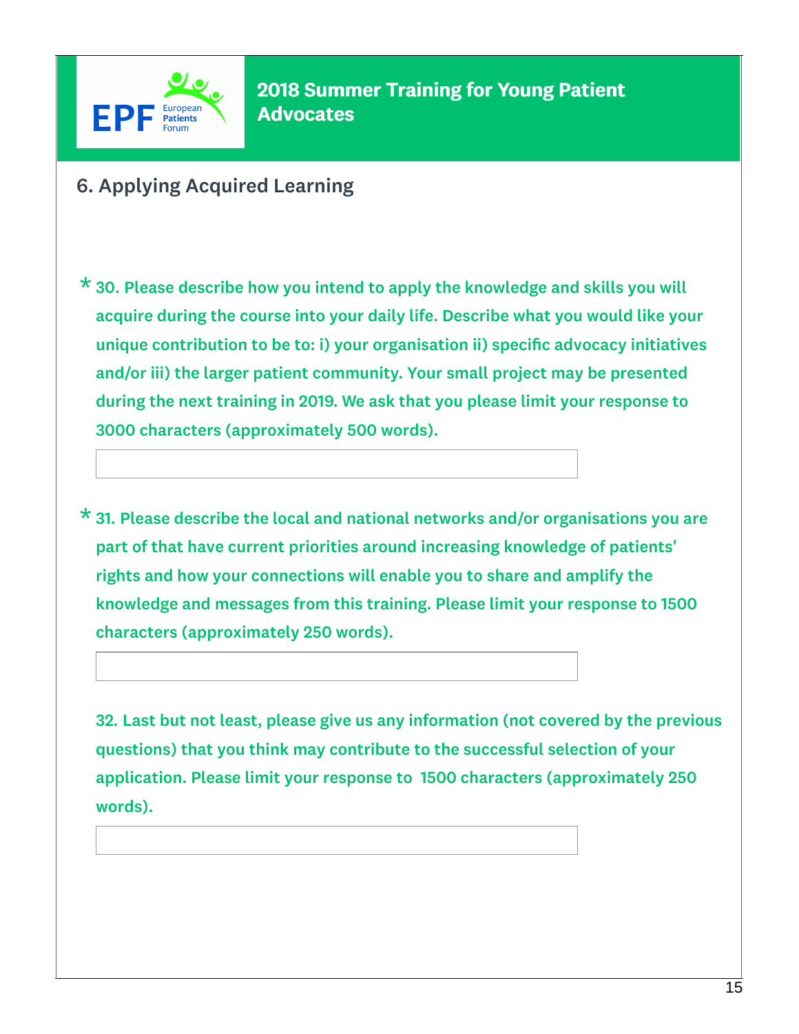# 2018 Summer Training for Young Patient Advocates

## 6. Applying Acquired Learning

\* 30. Please describe how you intend to apply the knowledge and skills you will acquire during the course into your daily life. Describe what you would like your unique contribution to be to: i) your organisation ii) specific advocacy initiatives and/or iii) the larger patient community. Your small project may be presented during the next training in 2019. We ask that you please limit your response to 3000 characters (approximately 500 words).

\* 31. Please describe the local and national networks and/or organisations you are part of that have current priorities around increasing knowledge of patients' rights and how your connections will enable you to share and amplify the knowledge and messages from this training. Please limit your response to 1500 characters (approximately 250 words).

32. Last but not least, please give us any information (not covered by the previous questions) that you think may contribute to the successful selection of your application. Please limit your response to 1500 characters (approximately 250 words).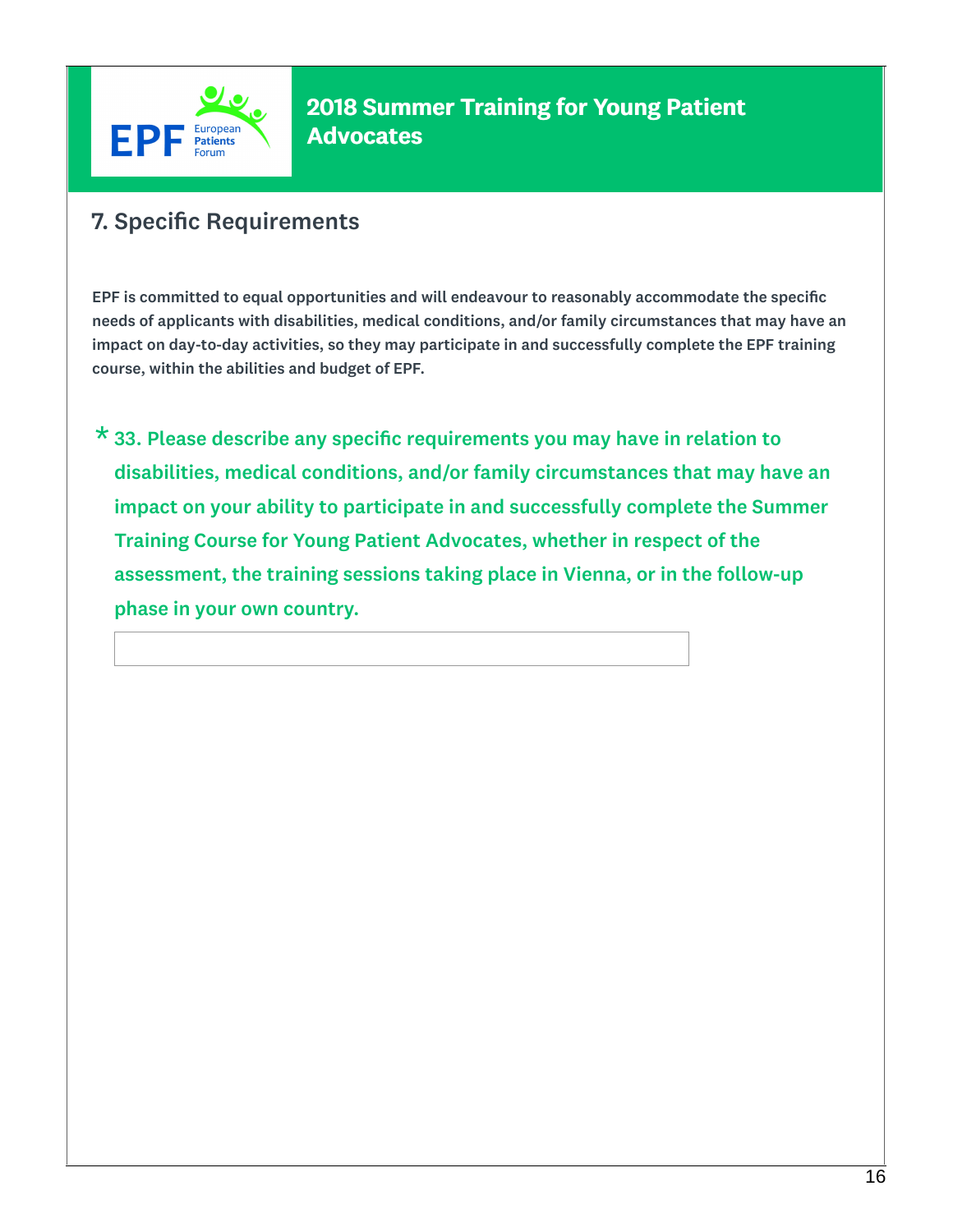# 2018 Summer Training for Young Patient Advocates

## 7. Specific Requirements

**EPF is committed to equal opportunities and will endeavour to reasonably accommodate the specific needs of applicants with disabilities, medical conditions, and/or family circumstances that may have an impact on day-to-day activities, so they may participate in and successfully complete the EPF training course, within the abilities and budget of EPF.**

**\* 33. Please describe any specific requirements you may have in relation to disabilities, medical conditions, and/or family circumstances that may have an impact on your ability to participate in and successfully complete the Summer Training Course for Young Patient Advocates, whether in respect of the assessment, the training sessions taking place in Vienna, or in the follow-up phase in your own country.**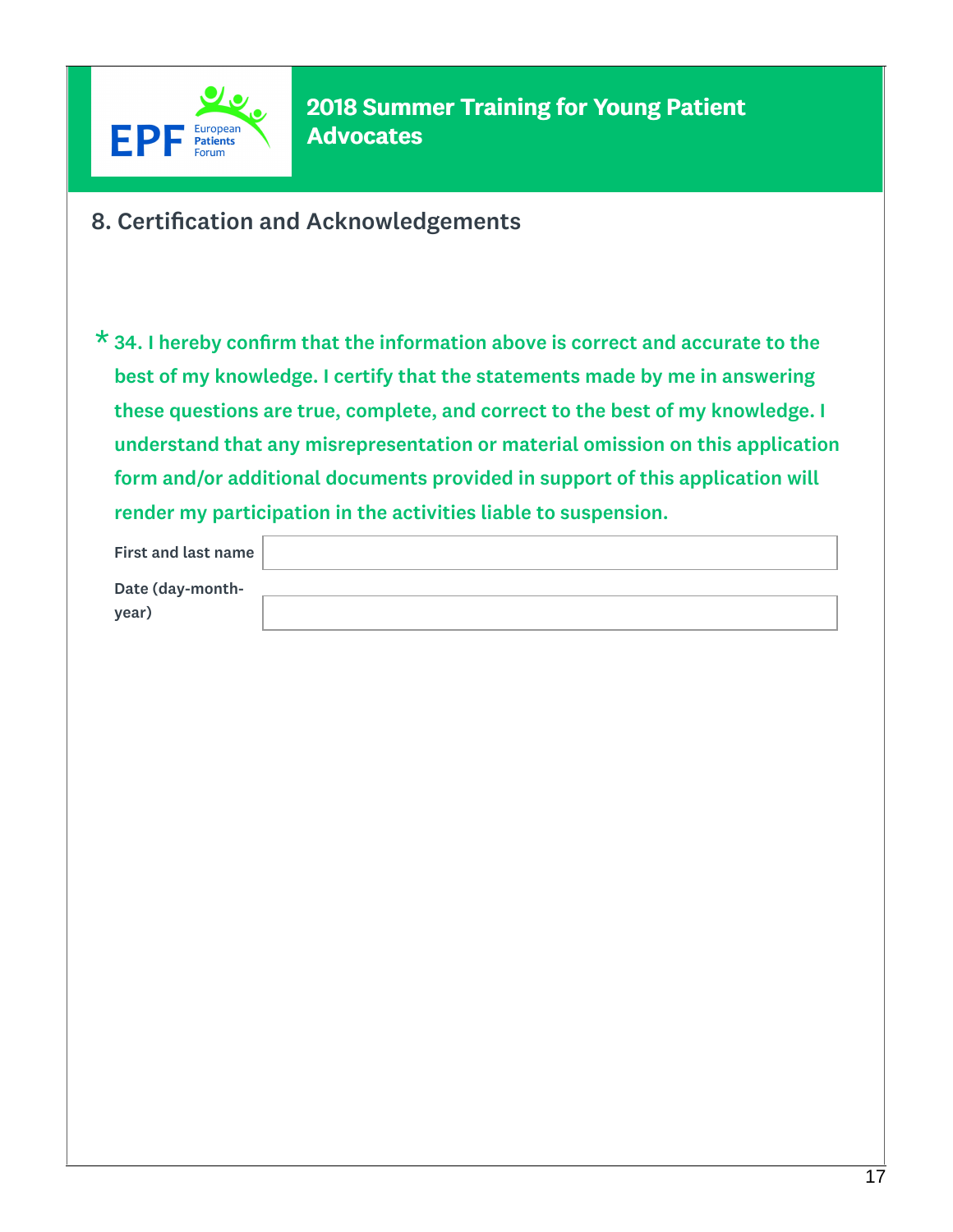# 2018 Summer Training for Young Patient Advocates

## 8. Certification and Acknowledgements

**\* 34. I hereby confirm that the information above is correct and accurate to the best of my knowledge. I certify that the statements made by me in answering these questions are true, complete, and correct to the best of my knowledge. I understand that any misrepresentation or material omission on this application form and/or additional documents provided in support of this application will render my participation in the activities liable to suspension.**

| | |
|---|---|
| First and last name | |
| Date (day-month-year) | |